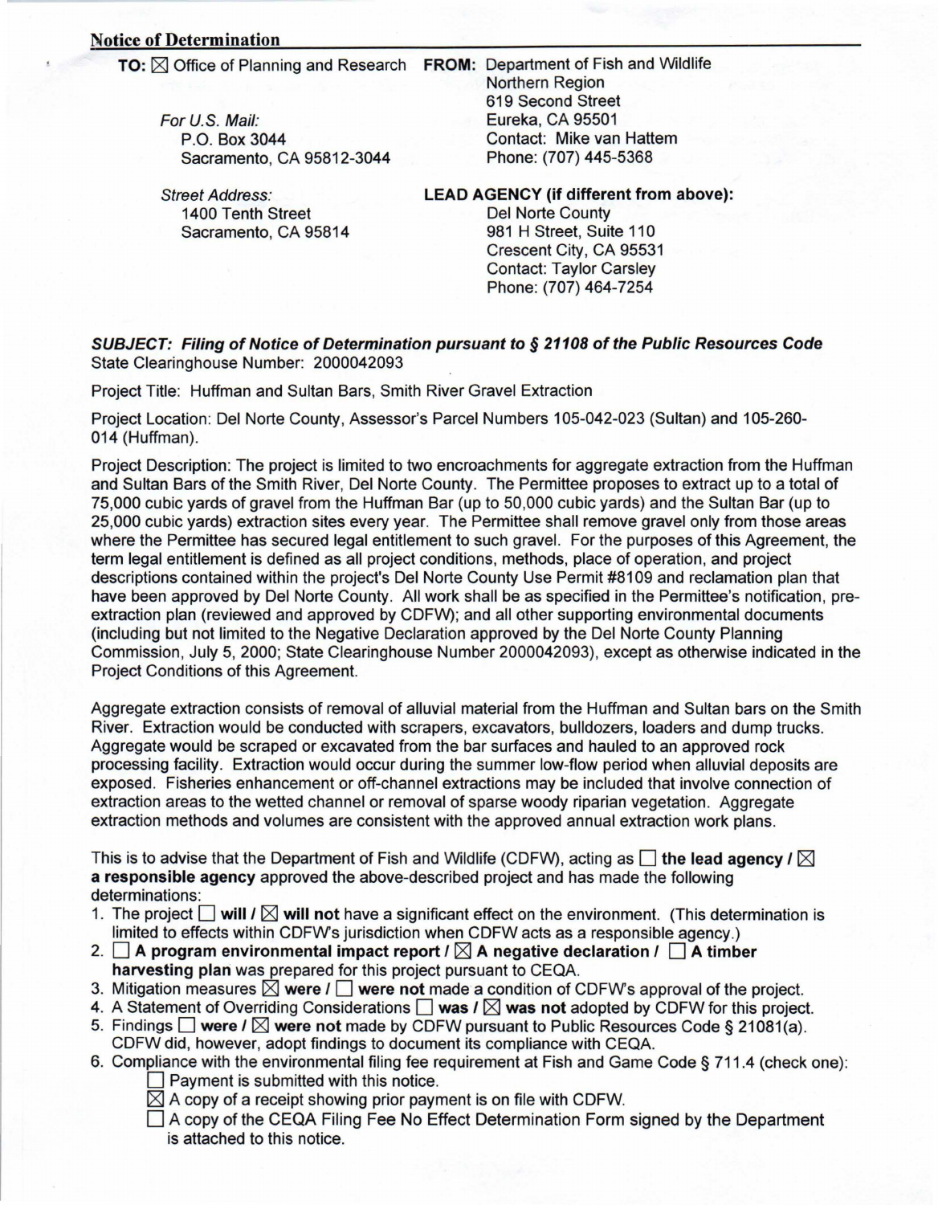## Notice of Determination

**TO:** ☒ Office of Planning and Research

*For U.S. Mail:*
P.O. Box 3044
Sacramento, CA 95812-3044

*Street Address:*
1400 Tenth Street
Sacramento, CA 95814

**FROM:** Department of Fish and Wildlife
Northern Region
619 Second Street
Eureka, CA 95501
Contact: Mike van Hattem
Phone: (707) 445-5368

**LEAD AGENCY (if different from above):**
Del Norte County
981 H Street, Suite 110
Crescent City, CA 95531
Contact: Taylor Carsley
Phone: (707) 464-7254

***SUBJECT: Filing of Notice of Determination pursuant to § 21108 of the Public Resources Code***
State Clearinghouse Number: 2000042093

Project Title: Huffman and Sultan Bars, Smith River Gravel Extraction

Project Location: Del Norte County, Assessor's Parcel Numbers 105-042-023 (Sultan) and 105-260-014 (Huffman).

Project Description: The project is limited to two encroachments for aggregate extraction from the Huffman and Sultan Bars of the Smith River, Del Norte County. The Permittee proposes to extract up to a total of 75,000 cubic yards of gravel from the Huffman Bar (up to 50,000 cubic yards) and the Sultan Bar (up to 25,000 cubic yards) extraction sites every year. The Permittee shall remove gravel only from those areas where the Permittee has secured legal entitlement to such gravel. For the purposes of this Agreement, the term legal entitlement is defined as all project conditions, methods, place of operation, and project descriptions contained within the project's Del Norte County Use Permit #8109 and reclamation plan that have been approved by Del Norte County. All work shall be as specified in the Permittee's notification, pre-extraction plan (reviewed and approved by CDFW); and all other supporting environmental documents (including but not limited to the Negative Declaration approved by the Del Norte County Planning Commission, July 5, 2000; State Clearinghouse Number 2000042093), except as otherwise indicated in the Project Conditions of this Agreement.

Aggregate extraction consists of removal of alluvial material from the Huffman and Sultan bars on the Smith River. Extraction would be conducted with scrapers, excavators, bulldozers, loaders and dump trucks. Aggregate would be scraped or excavated from the bar surfaces and hauled to an approved rock processing facility. Extraction would occur during the summer low-flow period when alluvial deposits are exposed. Fisheries enhancement or off-channel extractions may be included that involve connection of extraction areas to the wetted channel or removal of sparse woody riparian vegetation. Aggregate extraction methods and volumes are consistent with the approved annual extraction work plans.

This is to advise that the Department of Fish and Wildlife (CDFW), acting as ☐ **the lead agency** / ☒ **a responsible agency** approved the above-described project and has made the following determinations:

1. The project ☐ **will** / ☒ **will not** have a significant effect on the environment. (This determination is limited to effects within CDFW's jurisdiction when CDFW acts as a responsible agency.)
2. ☐ **A program environmental impact report** / ☒ **A negative declaration** / ☐ **A timber harvesting plan** was prepared for this project pursuant to CEQA.
3. Mitigation measures ☒ **were** / ☐ **were not** made a condition of CDFW's approval of the project.
4. A Statement of Overriding Considerations ☐ **was** / ☒ **was not** adopted by CDFW for this project.
5. Findings ☐ **were** / ☒ **were not** made by CDFW pursuant to Public Resources Code § 21081(a). CDFW did, however, adopt findings to document its compliance with CEQA.
6. Compliance with the environmental filing fee requirement at Fish and Game Code § 711.4 (check one):
   - ☐ Payment is submitted with this notice.
   - ☒ A copy of a receipt showing prior payment is on file with CDFW.
   - ☐ A copy of the CEQA Filing Fee No Effect Determination Form signed by the Department is attached to this notice.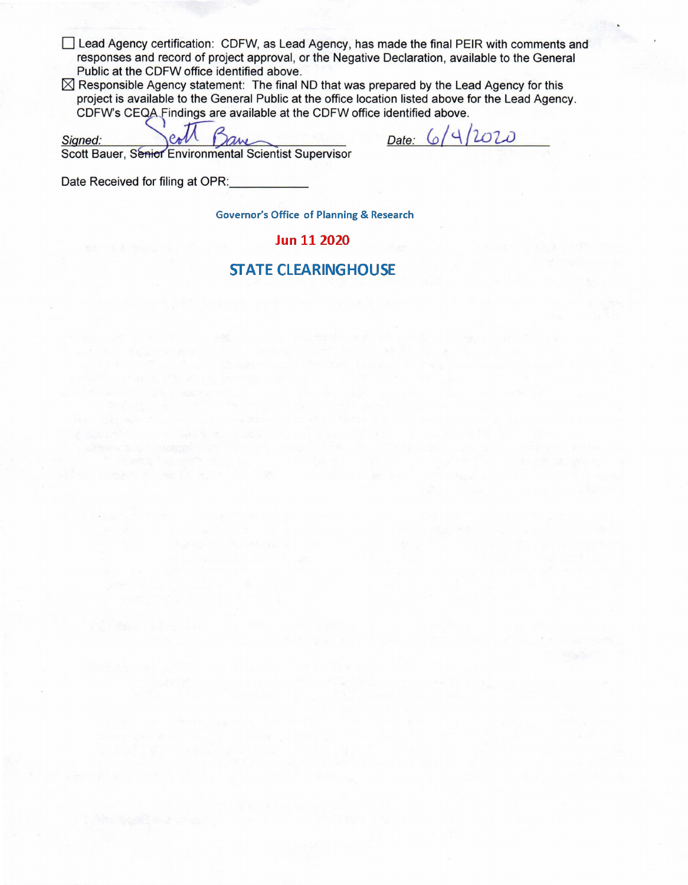☐ Lead Agency certification: CDFW, as Lead Agency, has made the final PEIR with comments and responses and record of project approval, or the Negative Declaration, available to the General Public at the CDFW office identified above.

☒ Responsible Agency statement: The final ND that was prepared by the Lead Agency for this project is available to the General Public at the office location listed above for the Lead Agency. CDFW's CEQA Findings are available at the CDFW office identified above.

*Signed:* Scott Bauer *Date:* 6/4/2020

Scott Bauer, Senior Environmental Scientist Supervisor

Date Received for filing at OPR:\_\_\_\_\_\_\_\_\_\_\_\_

Governor's Office of Planning & Research

Jun 11 2020

STATE CLEARINGHOUSE